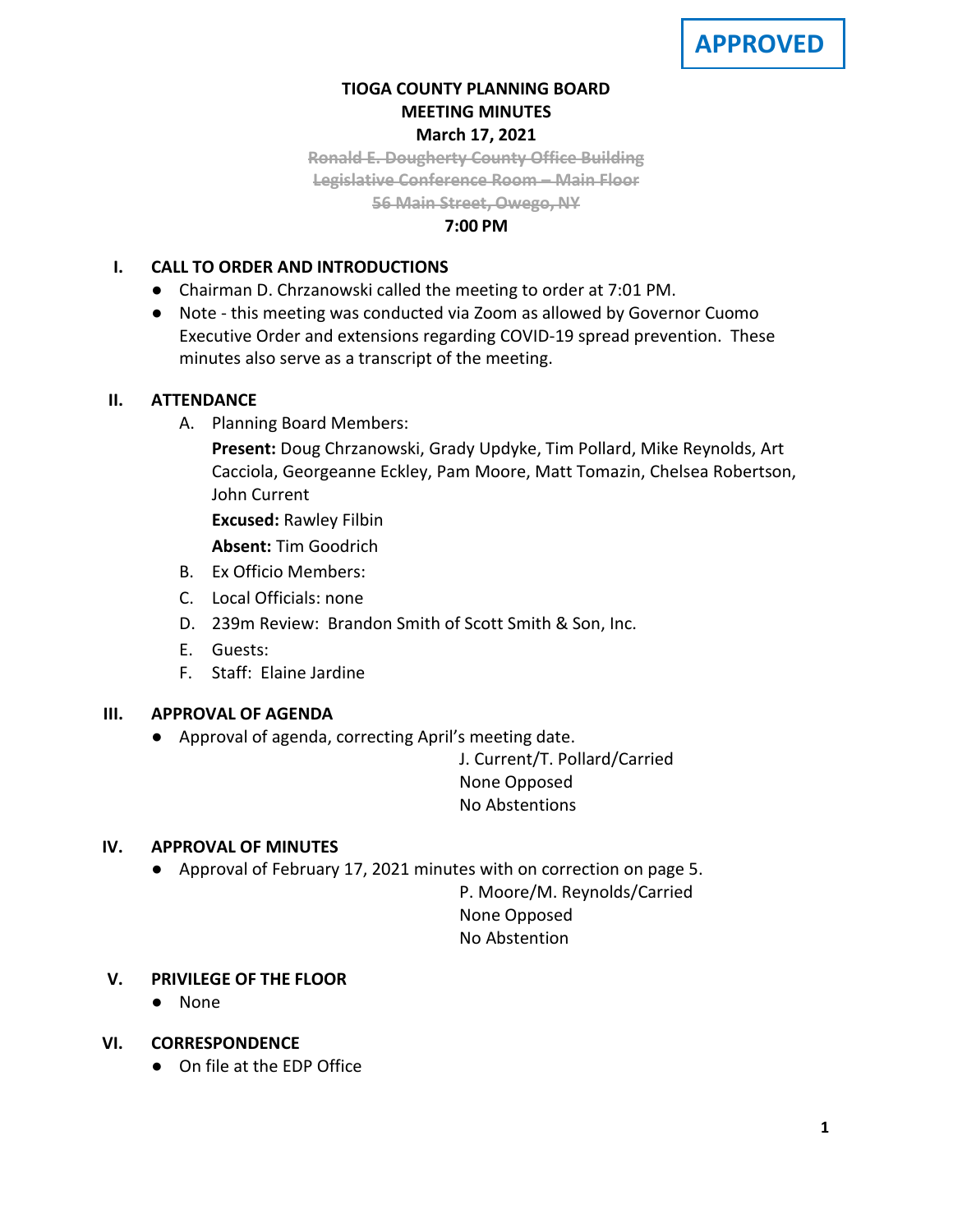**APPROVED**

# TIOGA COUNTY PLANNING BOARD
## MEETING MINUTES
### March 17, 2021

~~Ronald E. Dougherty County Office Building~~
~~Legislative Conference Room – Main Floor~~
~~56 Main Street, Owego, NY~~

**7:00 PM**

## I. CALL TO ORDER AND INTRODUCTIONS

- Chairman D. Chrzanowski called the meeting to order at 7:01 PM.
- Note - this meeting was conducted via Zoom as allowed by Governor Cuomo Executive Order and extensions regarding COVID-19 spread prevention. These minutes also serve as a transcript of the meeting.

## II. ATTENDANCE

A. Planning Board Members:

**Present:** Doug Chrzanowski, Grady Updyke, Tim Pollard, Mike Reynolds, Art Cacciola, Georgeanne Eckley, Pam Moore, Matt Tomazin, Chelsea Robertson, John Current

**Excused:** Rawley Filbin

**Absent:** Tim Goodrich

B. Ex Officio Members:

C. Local Officials: none

D. 239m Review: Brandon Smith of Scott Smith & Son, Inc.

E. Guests:

F. Staff: Elaine Jardine

## III. APPROVAL OF AGENDA

- Approval of agenda, correcting April's meeting date.

J. Current/T. Pollard/Carried
None Opposed
No Abstentions

## IV. APPROVAL OF MINUTES

- Approval of February 17, 2021 minutes with on correction on page 5.

P. Moore/M. Reynolds/Carried
None Opposed
No Abstention

## V. PRIVILEGE OF THE FLOOR

- None

## VI. CORRESPONDENCE

- On file at the EDP Office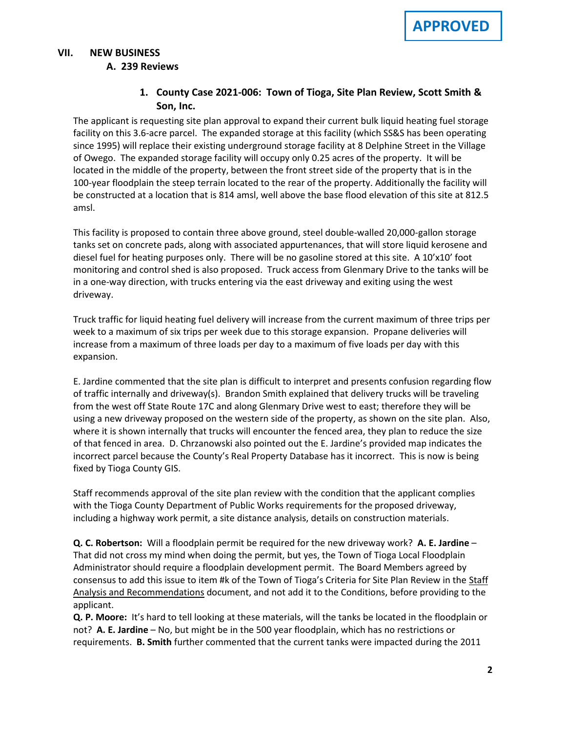**APPROVED**

## VII. NEW BUSINESS

### A. 239 Reviews

#### 1. County Case 2021-006: Town of Tioga, Site Plan Review, Scott Smith & Son, Inc.

The applicant is requesting site plan approval to expand their current bulk liquid heating fuel storage facility on this 3.6-acre parcel. The expanded storage at this facility (which SS&S has been operating since 1995) will replace their existing underground storage facility at 8 Delphine Street in the Village of Owego. The expanded storage facility will occupy only 0.25 acres of the property. It will be located in the middle of the property, between the front street side of the property that is in the 100-year floodplain the steep terrain located to the rear of the property. Additionally the facility will be constructed at a location that is 814 amsl, well above the base flood elevation of this site at 812.5 amsl.

This facility is proposed to contain three above ground, steel double-walled 20,000-gallon storage tanks set on concrete pads, along with associated appurtenances, that will store liquid kerosene and diesel fuel for heating purposes only. There will be no gasoline stored at this site. A 10'x10' foot monitoring and control shed is also proposed. Truck access from Glenmary Drive to the tanks will be in a one-way direction, with trucks entering via the east driveway and exiting using the west driveway.

Truck traffic for liquid heating fuel delivery will increase from the current maximum of three trips per week to a maximum of six trips per week due to this storage expansion. Propane deliveries will increase from a maximum of three loads per day to a maximum of five loads per day with this expansion.

E. Jardine commented that the site plan is difficult to interpret and presents confusion regarding flow of traffic internally and driveway(s). Brandon Smith explained that delivery trucks will be traveling from the west off State Route 17C and along Glenmary Drive west to east; therefore they will be using a new driveway proposed on the western side of the property, as shown on the site plan. Also, where it is shown internally that trucks will encounter the fenced area, they plan to reduce the size of that fenced in area. D. Chrzanowski also pointed out the E. Jardine's provided map indicates the incorrect parcel because the County's Real Property Database has it incorrect. This is now is being fixed by Tioga County GIS.

Staff recommends approval of the site plan review with the condition that the applicant complies with the Tioga County Department of Public Works requirements for the proposed driveway, including a highway work permit, a site distance analysis, details on construction materials.

**Q. C. Robertson:** Will a floodplain permit be required for the new driveway work? **A. E. Jardine** – That did not cross my mind when doing the permit, but yes, the Town of Tioga Local Floodplain Administrator should require a floodplain development permit. The Board Members agreed by consensus to add this issue to item #k of the Town of Tioga's Criteria for Site Plan Review in the <u>Staff Analysis and Recommendations</u> document, and not add it to the Conditions, before providing to the applicant.

**Q. P. Moore:** It's hard to tell looking at these materials, will the tanks be located in the floodplain or not? **A. E. Jardine** – No, but might be in the 500 year floodplain, which has no restrictions or requirements. **B. Smith** further commented that the current tanks were impacted during the 2011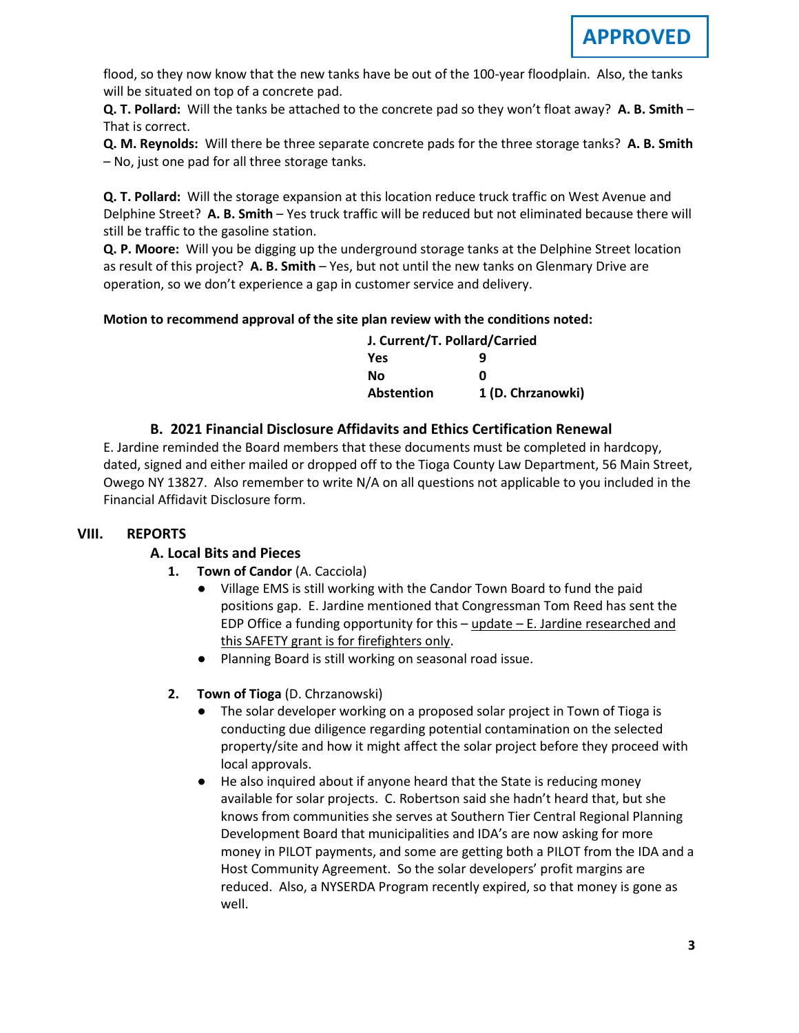**APPROVED**

flood, so they now know that the new tanks have be out of the 100-year floodplain. Also, the tanks will be situated on top of a concrete pad.

**Q. T. Pollard:** Will the tanks be attached to the concrete pad so they won't float away? **A. B. Smith** – That is correct.

**Q. M. Reynolds:** Will there be three separate concrete pads for the three storage tanks? **A. B. Smith** – No, just one pad for all three storage tanks.

**Q. T. Pollard:** Will the storage expansion at this location reduce truck traffic on West Avenue and Delphine Street? **A. B. Smith** – Yes truck traffic will be reduced but not eliminated because there will still be traffic to the gasoline station.

**Q. P. Moore:** Will you be digging up the underground storage tanks at the Delphine Street location as result of this project? **A. B. Smith** – Yes, but not until the new tanks on Glenmary Drive are operation, so we don't experience a gap in customer service and delivery.

**Motion to recommend approval of the site plan review with the conditions noted:**

| **J. Current/T. Pollard/Carried** | |
|---|---|
| **Yes** | **9** |
| **No** | **0** |
| **Abstention** | **1 (D. Chrzanowki)** |

### B. 2021 Financial Disclosure Affidavits and Ethics Certification Renewal

E. Jardine reminded the Board members that these documents must be completed in hardcopy, dated, signed and either mailed or dropped off to the Tioga County Law Department, 56 Main Street, Owego NY 13827. Also remember to write N/A on all questions not applicable to you included in the Financial Affidavit Disclosure form.

## VIII. REPORTS

### A. Local Bits and Pieces

1. **Town of Candor** (A. Cacciola)
   - Village EMS is still working with the Candor Town Board to fund the paid positions gap. E. Jardine mentioned that Congressman Tom Reed has sent the EDP Office a funding opportunity for this – <u>update – E. Jardine researched and this SAFETY grant is for firefighters only</u>.
   - Planning Board is still working on seasonal road issue.

2. **Town of Tioga** (D. Chrzanowski)
   - The solar developer working on a proposed solar project in Town of Tioga is conducting due diligence regarding potential contamination on the selected property/site and how it might affect the solar project before they proceed with local approvals.
   - He also inquired about if anyone heard that the State is reducing money available for solar projects. C. Robertson said she hadn't heard that, but she knows from communities she serves at Southern Tier Central Regional Planning Development Board that municipalities and IDA's are now asking for more money in PILOT payments, and some are getting both a PILOT from the IDA and a Host Community Agreement. So the solar developers' profit margins are reduced. Also, a NYSERDA Program recently expired, so that money is gone as well.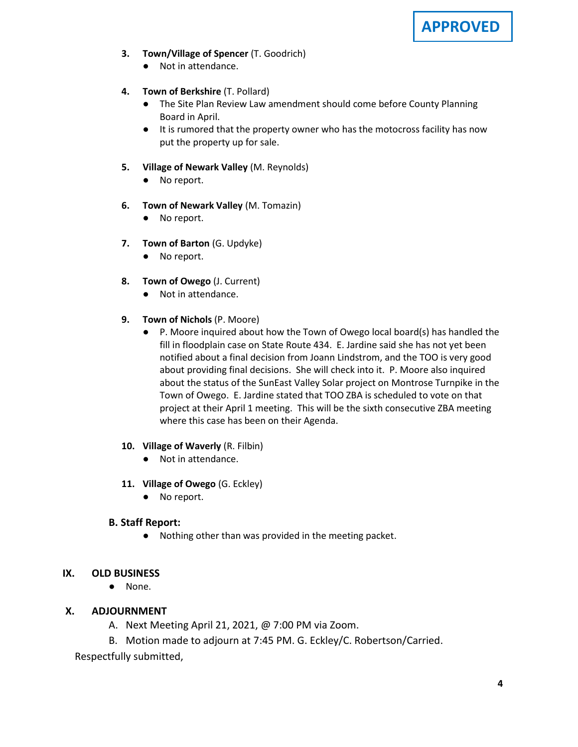**APPROVED**

3. **Town/Village of Spencer** (T. Goodrich)
   - Not in attendance.

4. **Town of Berkshire** (T. Pollard)
   - The Site Plan Review Law amendment should come before County Planning Board in April.
   - It is rumored that the property owner who has the motocross facility has now put the property up for sale.

5. **Village of Newark Valley** (M. Reynolds)
   - No report.

6. **Town of Newark Valley** (M. Tomazin)
   - No report.

7. **Town of Barton** (G. Updyke)
   - No report.

8. **Town of Owego** (J. Current)
   - Not in attendance.

9. **Town of Nichols** (P. Moore)
   - P. Moore inquired about how the Town of Owego local board(s) has handled the fill in floodplain case on State Route 434. E. Jardine said she has not yet been notified about a final decision from Joann Lindstrom, and the TOO is very good about providing final decisions. She will check into it. P. Moore also inquired about the status of the SunEast Valley Solar project on Montrose Turnpike in the Town of Owego. E. Jardine stated that TOO ZBA is scheduled to vote on that project at their April 1 meeting. This will be the sixth consecutive ZBA meeting where this case has been on their Agenda.

10. **Village of Waverly** (R. Filbin)
    - Not in attendance.

11. **Village of Owego** (G. Eckley)
    - No report.

### B. Staff Report:

- Nothing other than was provided in the meeting packet.

## IX. OLD BUSINESS

- None.

## X. ADJOURNMENT

A. Next Meeting April 21, 2021, @ 7:00 PM via Zoom.

B. Motion made to adjourn at 7:45 PM. G. Eckley/C. Robertson/Carried.

Respectfully submitted,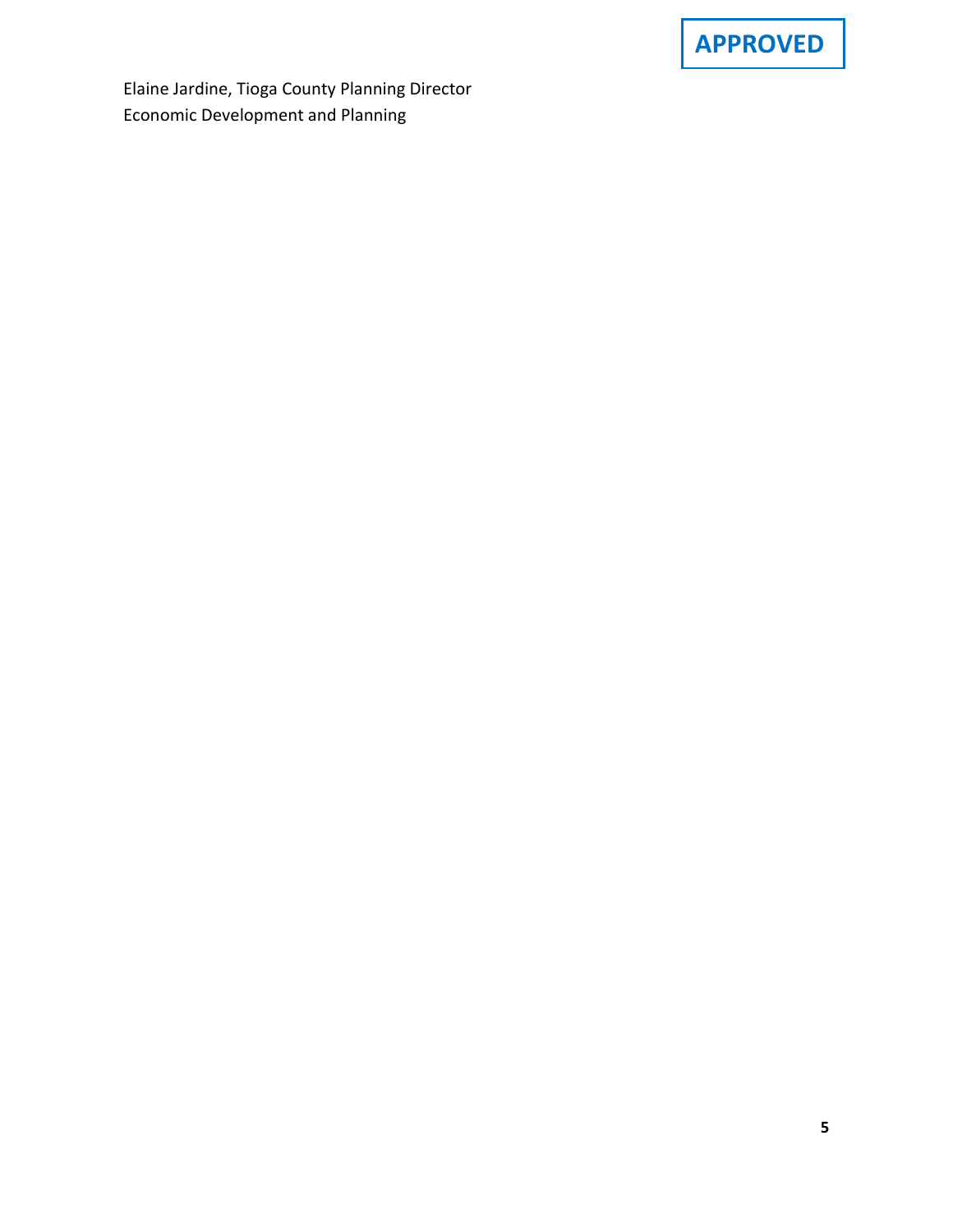**APPROVED**

Elaine Jardine, Tioga County Planning Director
Economic Development and Planning